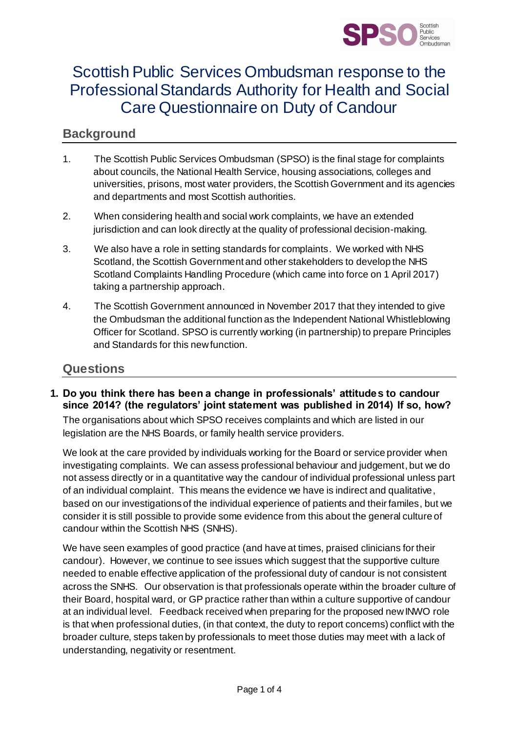# Scottish Public Services Ombudsman response to the Professional Standards Authority for Health and Social Care Questionnaire on Duty of Candour

## Background

1. The Scottish Public Services Ombudsman (SPSO) is the final stage for complaints about councils, the National Health Service, housing associations, colleges and universities, prisons, most water providers, the Scottish Government and its agencies and departments and most Scottish authorities.

2. When considering health and social work complaints, we have an extended jurisdiction and can look directly at the quality of professional decision-making.

3. We also have a role in setting standards for complaints. We worked with NHS Scotland, the Scottish Government and other stakeholders to develop the NHS Scotland Complaints Handling Procedure (which came into force on 1 April 2017) taking a partnership approach.

4. The Scottish Government announced in November 2017 that they intended to give the Ombudsman the additional function as the Independent National Whistleblowing Officer for Scotland. SPSO is currently working (in partnership) to prepare Principles and Standards for this new function.

## Questions

**1. Do you think there has been a change in professionals' attitudes to candour since 2014? (the regulators' joint statement was published in 2014) If so, how?**

The organisations about which SPSO receives complaints and which are listed in our legislation are the NHS Boards, or family health service providers.

We look at the care provided by individuals working for the Board or service provider when investigating complaints. We can assess professional behaviour and judgement, but we do not assess directly or in a quantitative way the candour of individual professional unless part of an individual complaint. This means the evidence we have is indirect and qualitative, based on our investigations of the individual experience of patients and their familes, but we consider it is still possible to provide some evidence from this about the general culture of candour within the Scottish NHS (SNHS).

We have seen examples of good practice (and have at times, praised clinicians for their candour). However, we continue to see issues which suggest that the supportive culture needed to enable effective application of the professional duty of candour is not consistent across the SNHS. Our observation is that professionals operate within the broader culture of their Board, hospital ward, or GP practice rather than within a culture supportive of candour at an individual level. Feedback received when preparing for the proposed new INWO role is that when professional duties, (in that context, the duty to report concerns) conflict with the broader culture, steps taken by professionals to meet those duties may meet with a lack of understanding, negativity or resentment.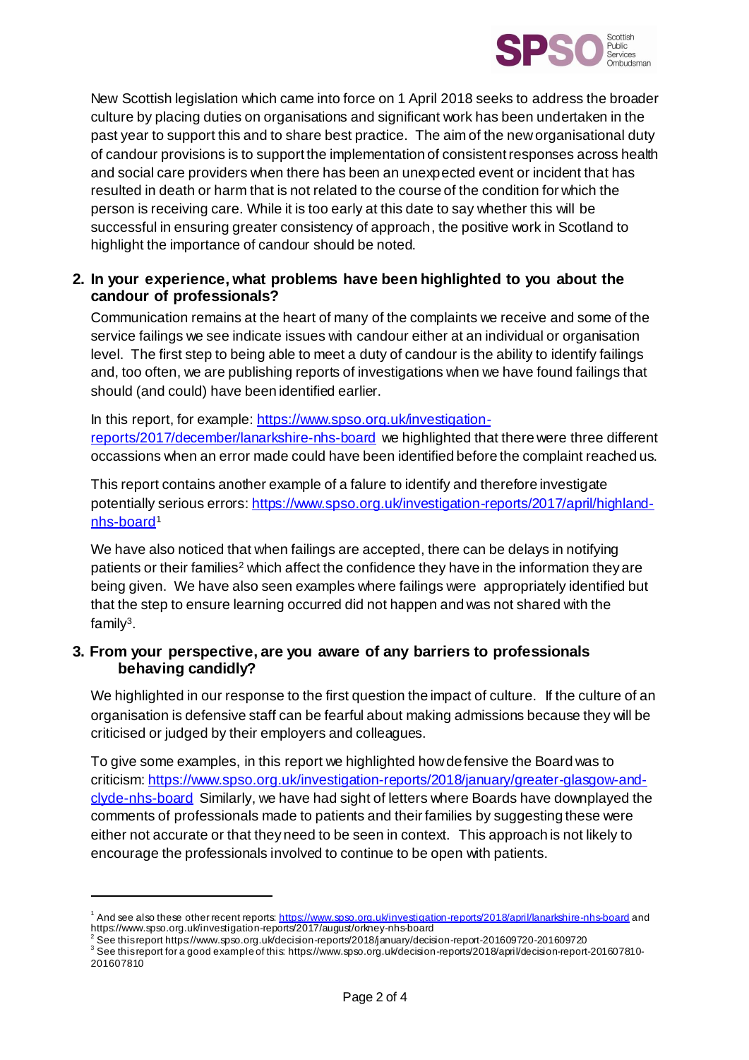New Scottish legislation which came into force on 1 April 2018 seeks to address the broader culture by placing duties on organisations and significant work has been undertaken in the past year to support this and to share best practice. The aim of the new organisational duty of candour provisions is to support the implementation of consistent responses across health and social care providers when there has been an unexpected event or incident that has resulted in death or harm that is not related to the course of the condition for which the person is receiving care. While it is too early at this date to say whether this will be successful in ensuring greater consistency of approach, the positive work in Scotland to highlight the importance of candour should be noted.

**2. In your experience, what problems have been highlighted to you about the candour of professionals?**

Communication remains at the heart of many of the complaints we receive and some of the service failings we see indicate issues with candour either at an individual or organisation level. The first step to being able to meet a duty of candour is the ability to identify failings and, too often, we are publishing reports of investigations when we have found failings that should (and could) have been identified earlier.

In this report, for example: [https://www.spso.org.uk/investigation-reports/2017/december/lanarkshire-nhs-board](https://www.spso.org.uk/investigation-reports/2017/december/lanarkshire-nhs-board) we highlighted that there were three different occassions when an error made could have been identified before the complaint reached us.

This report contains another example of a falure to identify and therefore investigate potentially serious errors: [https://www.spso.org.uk/investigation-reports/2017/april/highland-nhs-board](https://www.spso.org.uk/investigation-reports/2017/april/highland-nhs-board)[1]

We have also noticed that when failings are accepted, there can be delays in notifying patients or their families[2] which affect the confidence they have in the information they are being given. We have also seen examples where failings were appropriately identified but that the step to ensure learning occurred did not happen and was not shared with the family[3].

**3. From your perspective, are you aware of any barriers to professionals behaving candidly?**

We highlighted in our response to the first question the impact of culture. If the culture of an organisation is defensive staff can be fearful about making admissions because they will be criticised or judged by their employers and colleagues.

To give some examples, in this report we highlighted how defensive the Board was to criticism: [https://www.spso.org.uk/investigation-reports/2018/january/greater-glasgow-and-clyde-nhs-board](https://www.spso.org.uk/investigation-reports/2018/january/greater-glasgow-and-clyde-nhs-board) Similarly, we have had sight of letters where Boards have downplayed the comments of professionals made to patients and their families by suggesting these were either not accurate or that they need to be seen in context. This approach is not likely to encourage the professionals involved to continue to be open with patients.

---

[1] And see also these other recent reports: [https://www.spso.org.uk/investigation-reports/2018/april/lanarkshire-nhs-board](https://www.spso.org.uk/investigation-reports/2018/april/lanarkshire-nhs-board) and https://www.spso.org.uk/investigation-reports/2017/august/orkney-nhs-board

[2] See this report https://www.spso.org.uk/decision-reports/2018/january/decision-report-201609720-201609720

[3] See this report for a good example of this: https://www.spso.org.uk/decision-reports/2018/april/decision-report-201607810-201607810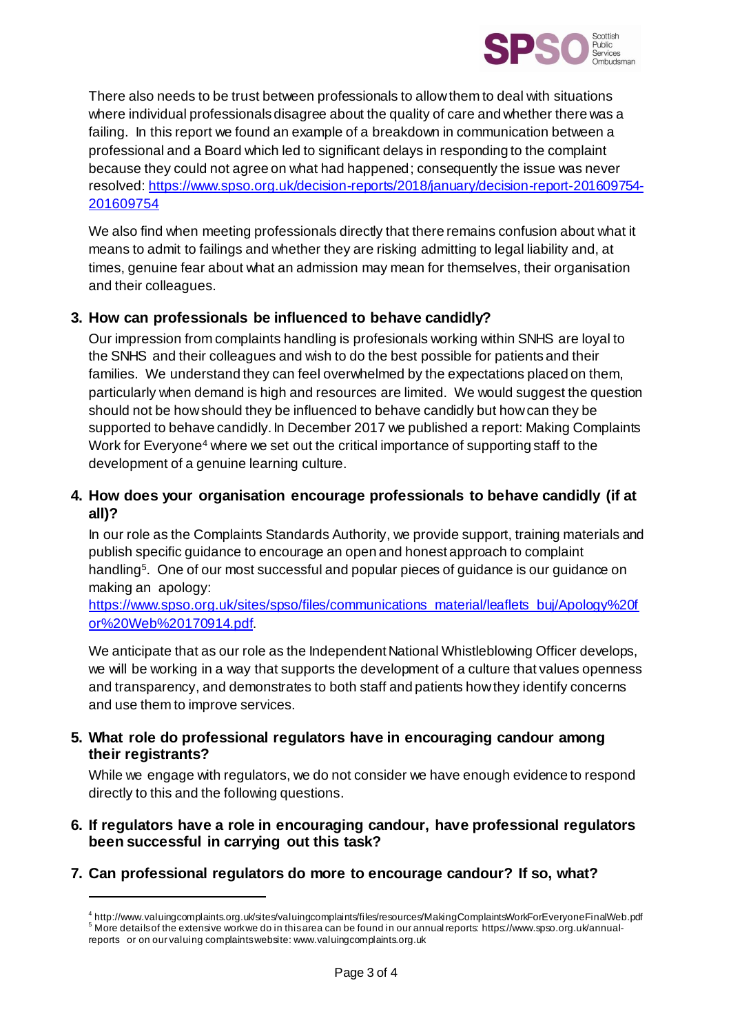There also needs to be trust between professionals to allow them to deal with situations where individual professionals disagree about the quality of care and whether there was a failing. In this report we found an example of a breakdown in communication between a professional and a Board which led to significant delays in responding to the complaint because they could not agree on what had happened; consequently the issue was never resolved: https://www.spso.org.uk/decision-reports/2018/january/decision-report-201609754-201609754

We also find when meeting professionals directly that there remains confusion about what it means to admit to failings and whether they are risking admitting to legal liability and, at times, genuine fear about what an admission may mean for themselves, their organisation and their colleagues.

**3. How can professionals be influenced to behave candidly?**

Our impression from complaints handling is profesionals working within SNHS are loyal to the SNHS and their colleagues and wish to do the best possible for patients and their families. We understand they can feel overwhelmed by the expectations placed on them, particularly when demand is high and resources are limited. We would suggest the question should not be how should they be influenced to behave candidly but how can they be supported to behave candidly. In December 2017 we published a report: Making Complaints Work for Everyone[4] where we set out the critical importance of supporting staff to the development of a genuine learning culture.

**4. How does your organisation encourage professionals to behave candidly (if at all)?**

In our role as the Complaints Standards Authority, we provide support, training materials and publish specific guidance to encourage an open and honest approach to complaint handling[5]. One of our most successful and popular pieces of guidance is our guidance on making an apology: https://www.spso.org.uk/sites/spso/files/communications_material/leaflets_buj/Apology%20for%20Web%20170914.pdf.

We anticipate that as our role as the Independent National Whistleblowing Officer develops, we will be working in a way that supports the development of a culture that values openness and transparency, and demonstrates to both staff and patients how they identify concerns and use them to improve services.

**5. What role do professional regulators have in encouraging candour among their registrants?**

While we engage with regulators, we do not consider we have enough evidence to respond directly to this and the following questions.

**6. If regulators have a role in encouraging candour, have professional regulators been successful in carrying out this task?**

**7. Can professional regulators do more to encourage candour? If so, what?**

---

[4] http://www.valuingcomplaints.org.uk/sites/valuingcomplaints/files/resources/MakingComplaintsWorkForEveryoneFinalWeb.pdf
[5] More details of the extensive work we do in this area can be found in our annual reports: https://www.spso.org.uk/annual-reports or on our valuing complaints website: www.valuingcomplaints.org.uk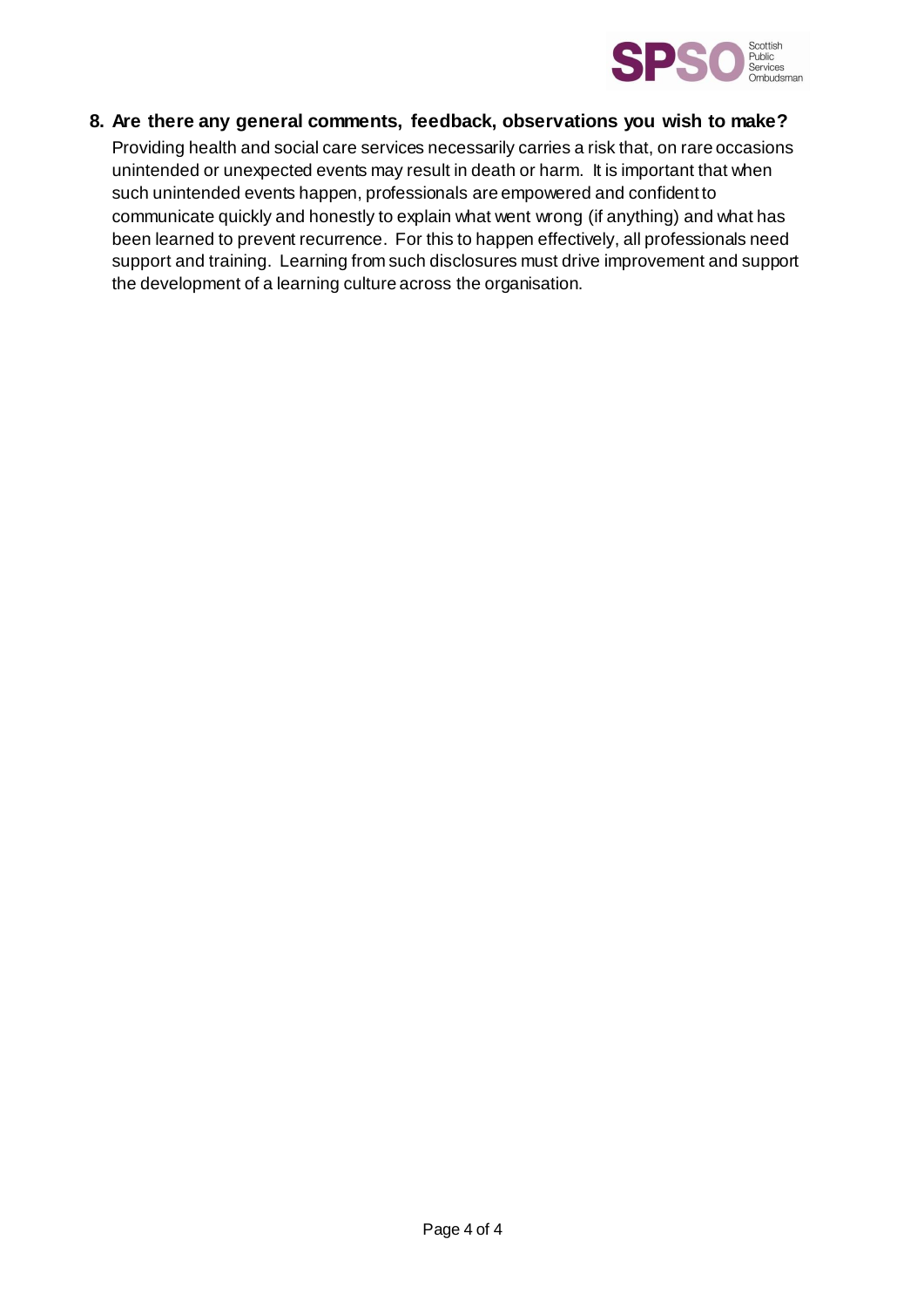**8. Are there any general comments, feedback, observations you wish to make?**

Providing health and social care services necessarily carries a risk that, on rare occasions unintended or unexpected events may result in death or harm. It is important that when such unintended events happen, professionals are empowered and confident to communicate quickly and honestly to explain what went wrong (if anything) and what has been learned to prevent recurrence. For this to happen effectively, all professionals need support and training. Learning from such disclosures must drive improvement and support the development of a learning culture across the organisation.